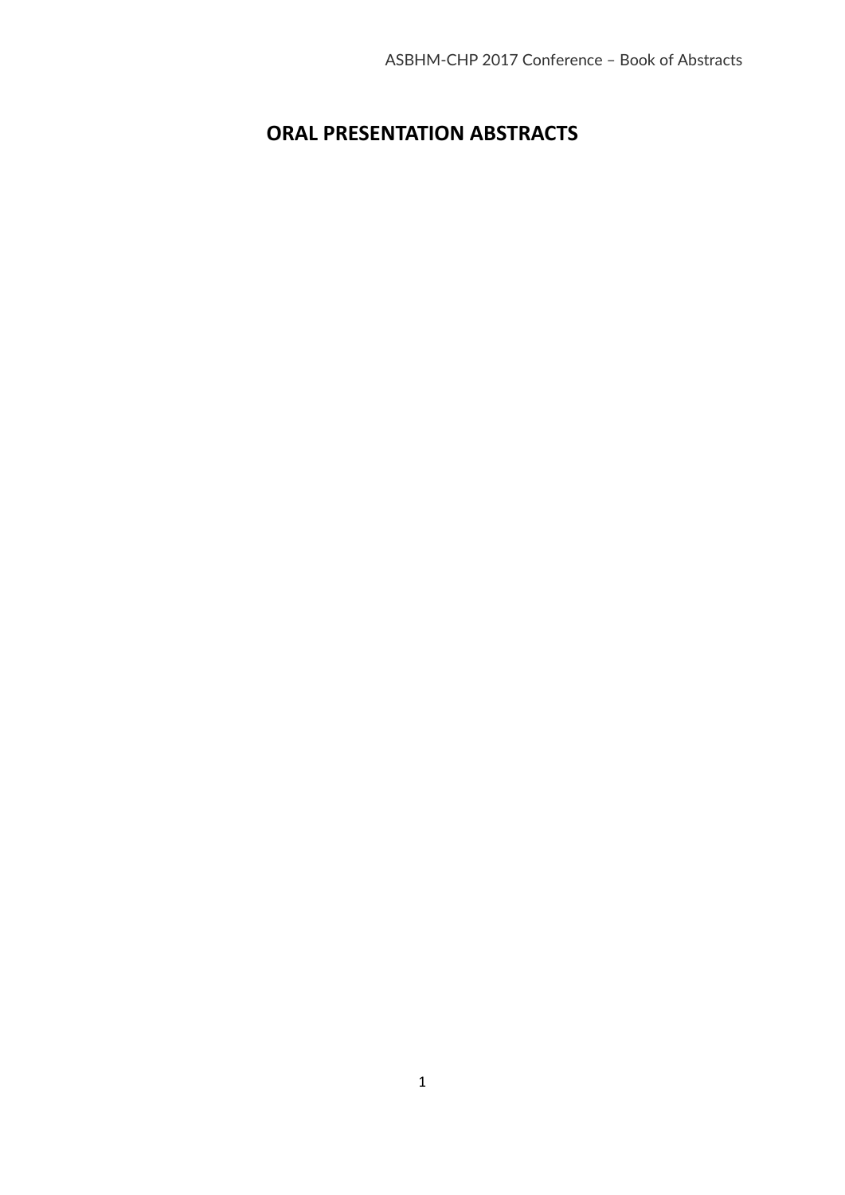# ORAL PRESENTATION ABSTRACTS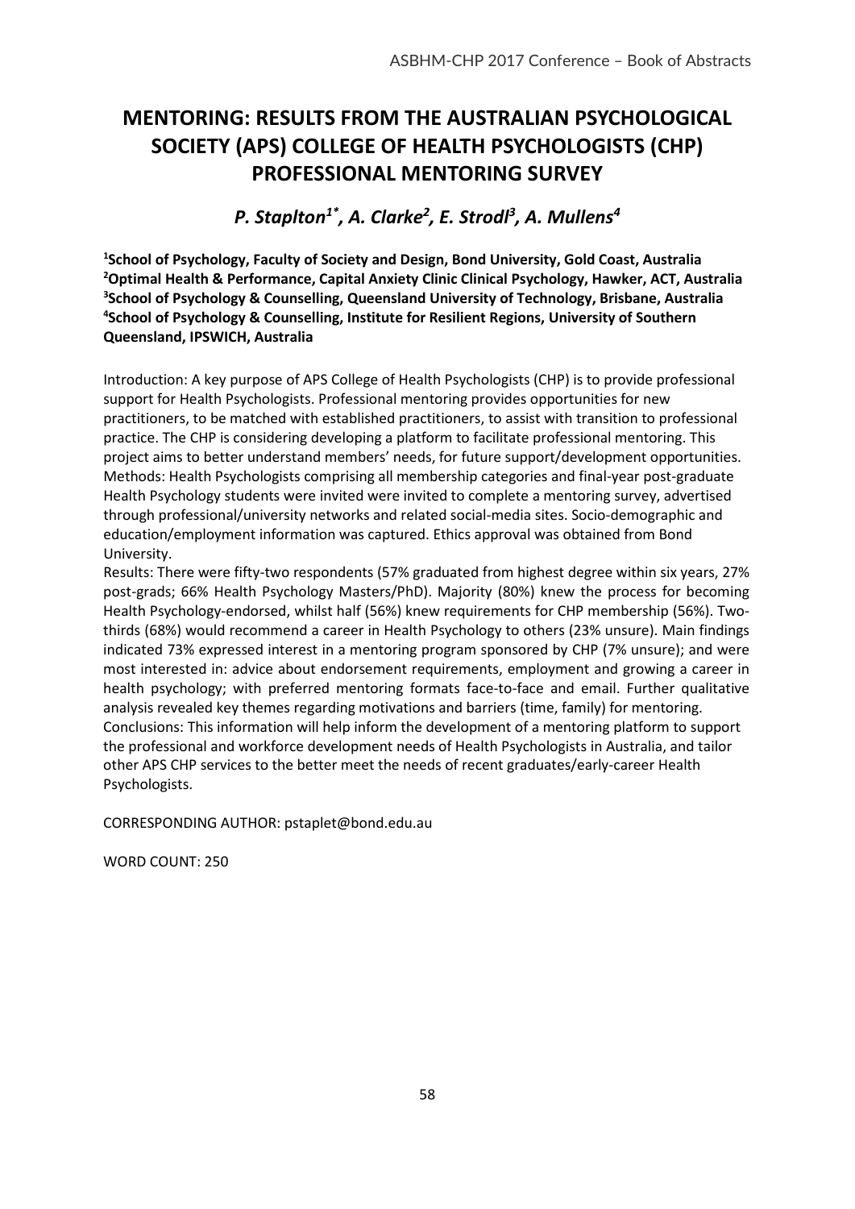# MENTORING: RESULTS FROM THE AUSTRALIAN PSYCHOLOGICAL SOCIETY (APS) COLLEGE OF HEALTH PSYCHOLOGISTS (CHP) PROFESSIONAL MENTORING SURVEY

## *P. Staplton[1*], A. Clarke[2], E. Strodl[3], A. Mullens[4]*

**[1]School of Psychology, Faculty of Society and Design, Bond University, Gold Coast, Australia**
**[2]Optimal Health & Performance, Capital Anxiety Clinic Clinical Psychology, Hawker, ACT, Australia**
**[3]School of Psychology & Counselling, Queensland University of Technology, Brisbane, Australia**
**[4]School of Psychology & Counselling, Institute for Resilient Regions, University of Southern Queensland, IPSWICH, Australia**

Introduction: A key purpose of APS College of Health Psychologists (CHP) is to provide professional support for Health Psychologists. Professional mentoring provides opportunities for new practitioners, to be matched with established practitioners, to assist with transition to professional practice. The CHP is considering developing a platform to facilitate professional mentoring. This project aims to better understand members' needs, for future support/development opportunities.
Methods: Health Psychologists comprising all membership categories and final-year post-graduate Health Psychology students were invited were invited to complete a mentoring survey, advertised through professional/university networks and related social-media sites. Socio-demographic and education/employment information was captured. Ethics approval was obtained from Bond University.
Results: There were fifty-two respondents (57% graduated from highest degree within six years, 27% post-grads; 66% Health Psychology Masters/PhD). Majority (80%) knew the process for becoming Health Psychology-endorsed, whilst half (56%) knew requirements for CHP membership (56%). Two-thirds (68%) would recommend a career in Health Psychology to others (23% unsure). Main findings indicated 73% expressed interest in a mentoring program sponsored by CHP (7% unsure); and were most interested in: advice about endorsement requirements, employment and growing a career in health psychology; with preferred mentoring formats face-to-face and email. Further qualitative analysis revealed key themes regarding motivations and barriers (time, family) for mentoring.
Conclusions: This information will help inform the development of a mentoring platform to support the professional and workforce development needs of Health Psychologists in Australia, and tailor other APS CHP services to the better meet the needs of recent graduates/early-career Health Psychologists.

CORRESPONDING AUTHOR: pstaplet@bond.edu.au

WORD COUNT: 250